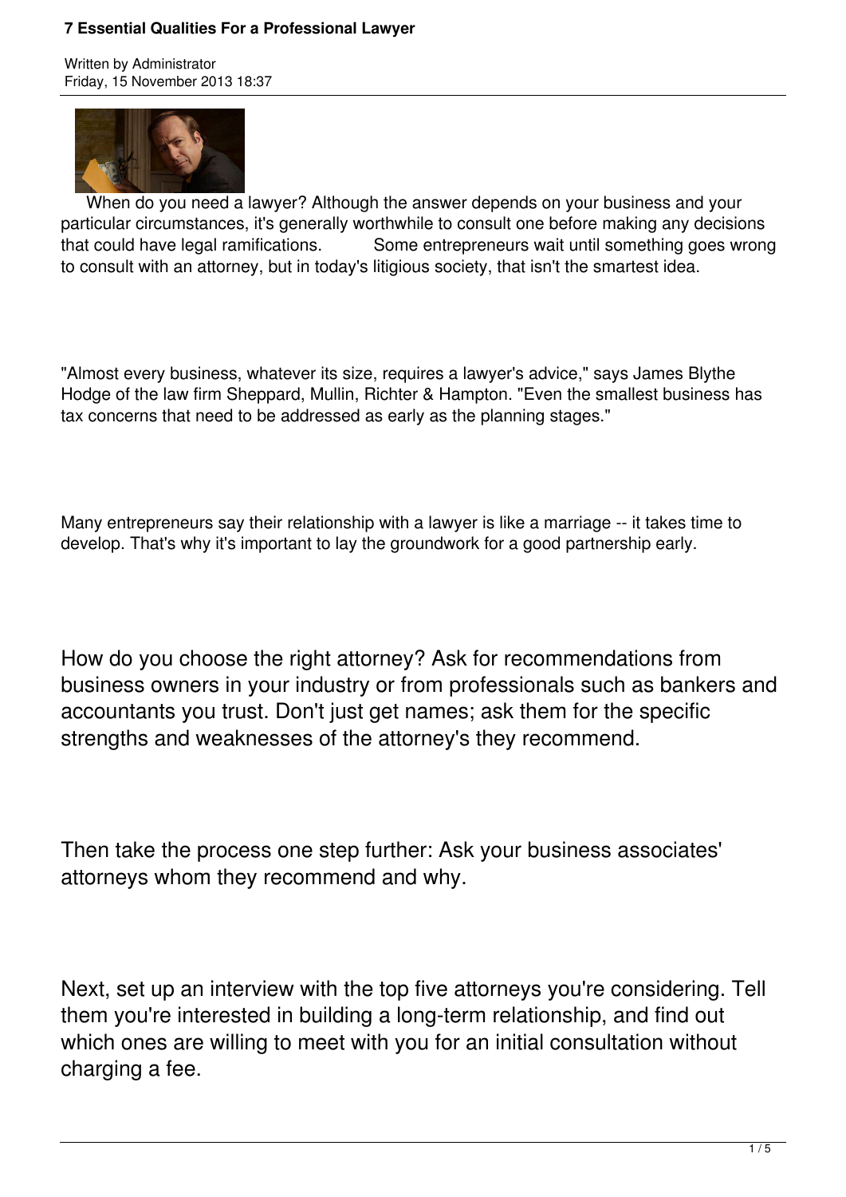# 7 Essential Qualities For a Professional Lawyer

Written by Administrator
Friday, 15 November 2013 18:37

When do you need a lawyer? Although the answer depends on your business and your particular circumstances, it's generally worthwhile to consult one before making any decisions that could have legal ramifications. Some entrepreneurs wait until something goes wrong to consult with an attorney, but in today's litigious society, that isn't the smartest idea.

"Almost every business, whatever its size, requires a lawyer's advice," says James Blythe Hodge of the law firm Sheppard, Mullin, Richter & Hampton. "Even the smallest business has tax concerns that need to be addressed as early as the planning stages."

Many entrepreneurs say their relationship with a lawyer is like a marriage -- it takes time to develop. That's why it's important to lay the groundwork for a good partnership early.

How do you choose the right attorney? Ask for recommendations from business owners in your industry or from professionals such as bankers and accountants you trust. Don't just get names; ask them for the specific strengths and weaknesses of the attorney's they recommend.

Then take the process one step further: Ask your business associates' attorneys whom they recommend and why.

Next, set up an interview with the top five attorneys you're considering. Tell them you're interested in building a long-term relationship, and find out which ones are willing to meet with you for an initial consultation without charging a fee.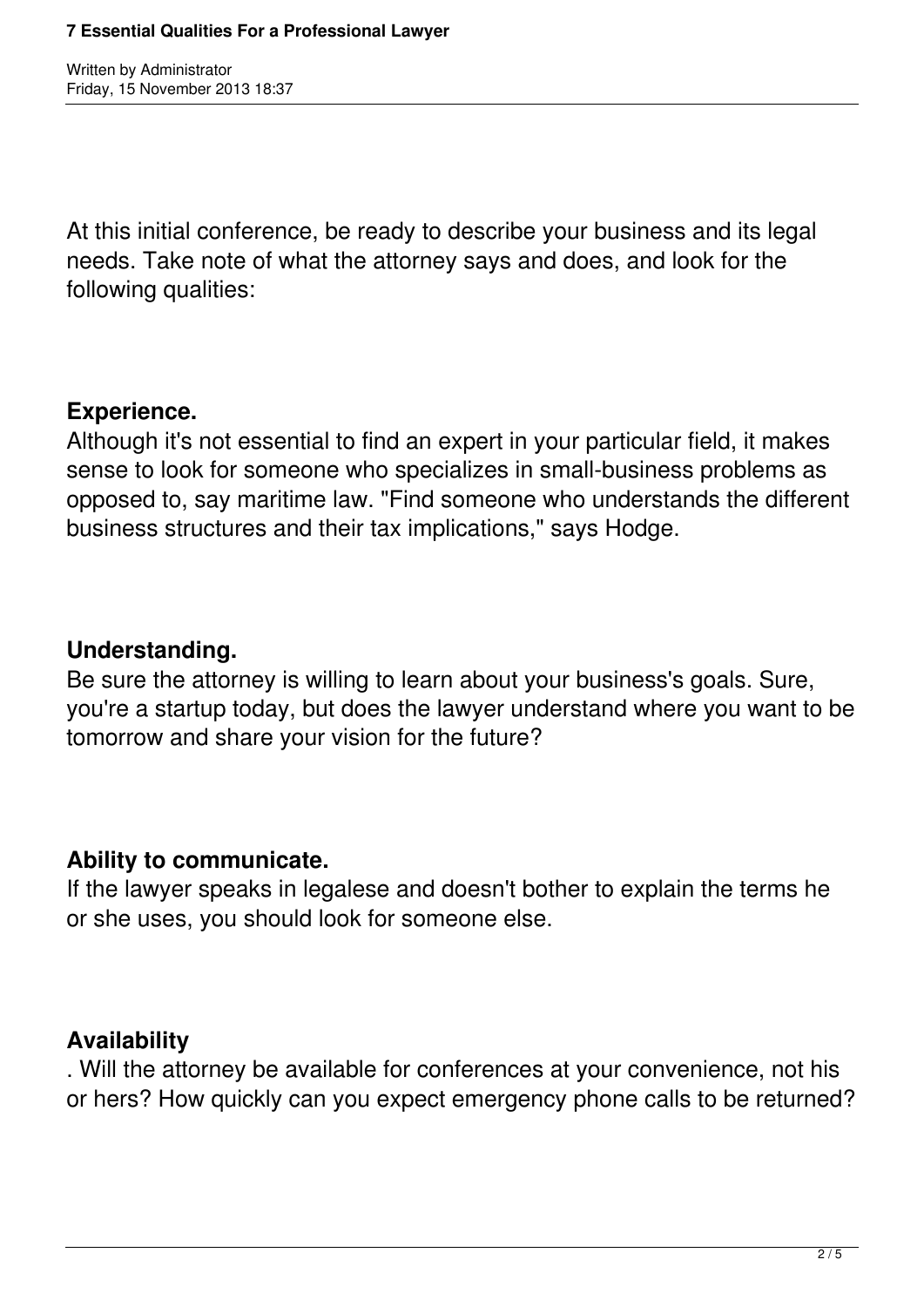At this initial conference, be ready to describe your business and its legal needs. Take note of what the attorney says and does, and look for the following qualities:

**Experience.**
Although it's not essential to find an expert in your particular field, it makes sense to look for someone who specializes in small-business problems as opposed to, say maritime law. "Find someone who understands the different business structures and their tax implications," says Hodge.

**Understanding.**
Be sure the attorney is willing to learn about your business's goals. Sure, you're a startup today, but does the lawyer understand where you want to be tomorrow and share your vision for the future?

**Ability to communicate.**
If the lawyer speaks in legalese and doesn't bother to explain the terms he or she uses, you should look for someone else.

**Availability**
. Will the attorney be available for conferences at your convenience, not his or hers? How quickly can you expect emergency phone calls to be returned?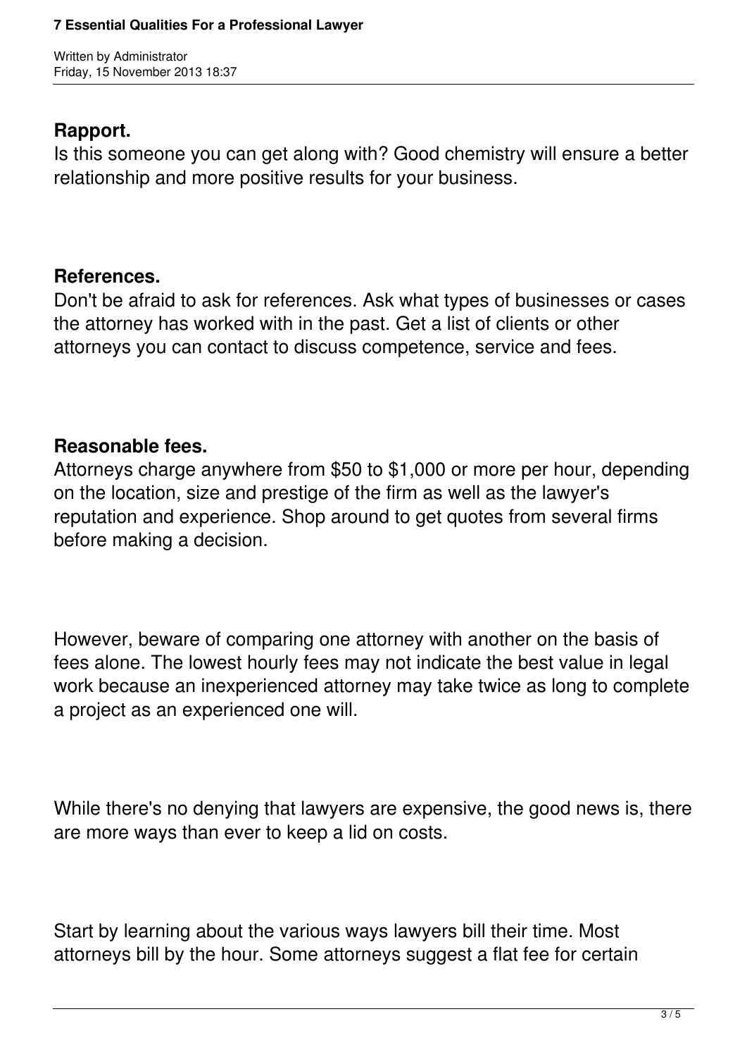**Rapport.**
Is this someone you can get along with? Good chemistry will ensure a better relationship and more positive results for your business.

**References.**
Don't be afraid to ask for references. Ask what types of businesses or cases the attorney has worked with in the past. Get a list of clients or other attorneys you can contact to discuss competence, service and fees.

**Reasonable fees.**
Attorneys charge anywhere from $50 to $1,000 or more per hour, depending on the location, size and prestige of the firm as well as the lawyer's reputation and experience. Shop around to get quotes from several firms before making a decision.

However, beware of comparing one attorney with another on the basis of fees alone. The lowest hourly fees may not indicate the best value in legal work because an inexperienced attorney may take twice as long to complete a project as an experienced one will.

While there's no denying that lawyers are expensive, the good news is, there are more ways than ever to keep a lid on costs.

Start by learning about the various ways lawyers bill their time. Most attorneys bill by the hour. Some attorneys suggest a flat fee for certain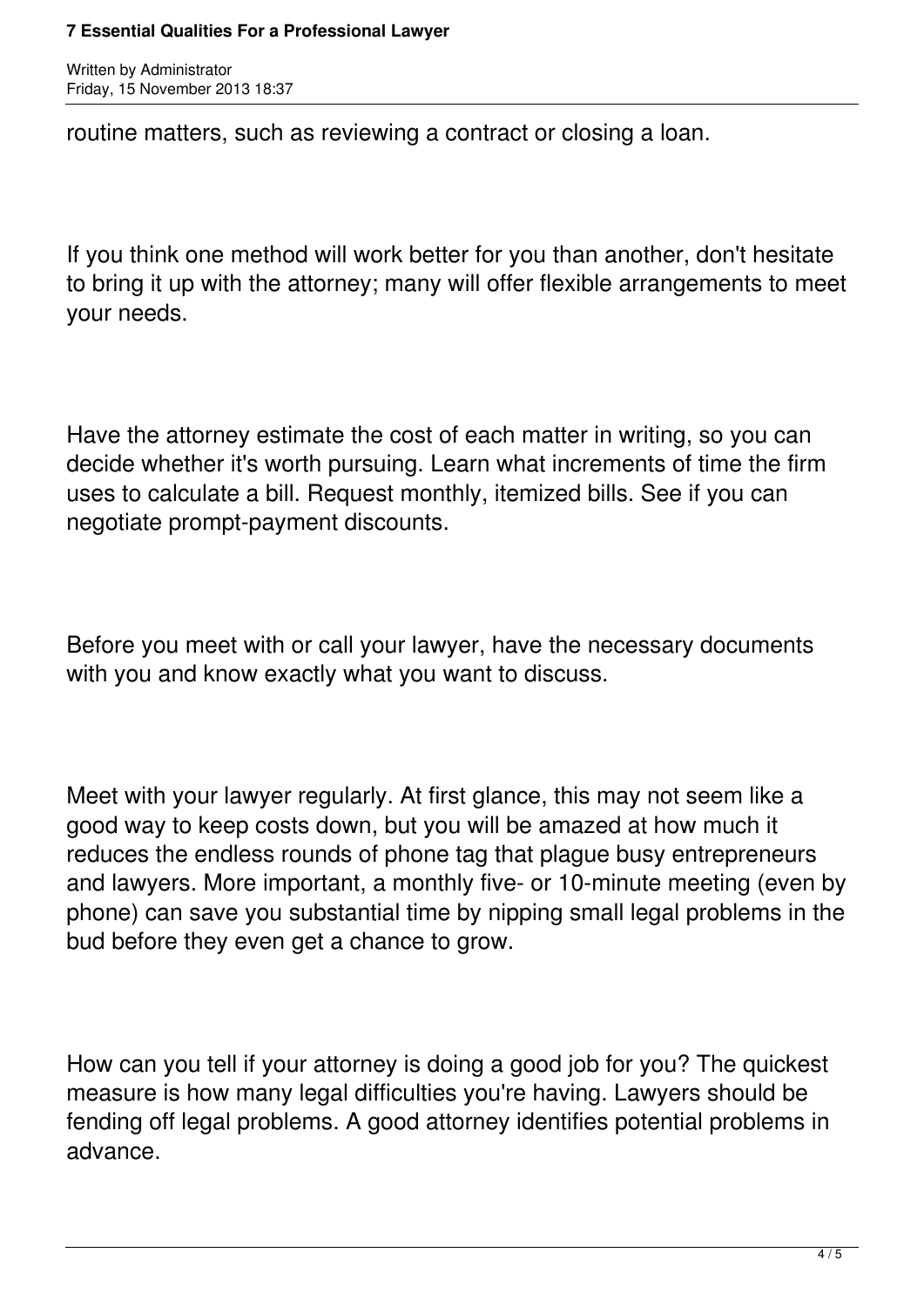routine matters, such as reviewing a contract or closing a loan.

If you think one method will work better for you than another, don't hesitate to bring it up with the attorney; many will offer flexible arrangements to meet your needs.

Have the attorney estimate the cost of each matter in writing, so you can decide whether it's worth pursuing. Learn what increments of time the firm uses to calculate a bill. Request monthly, itemized bills. See if you can negotiate prompt-payment discounts.

Before you meet with or call your lawyer, have the necessary documents with you and know exactly what you want to discuss.

Meet with your lawyer regularly. At first glance, this may not seem like a good way to keep costs down, but you will be amazed at how much it reduces the endless rounds of phone tag that plague busy entrepreneurs and lawyers. More important, a monthly five- or 10-minute meeting (even by phone) can save you substantial time by nipping small legal problems in the bud before they even get a chance to grow.

How can you tell if your attorney is doing a good job for you? The quickest measure is how many legal difficulties you're having. Lawyers should be fending off legal problems. A good attorney identifies potential problems in advance.